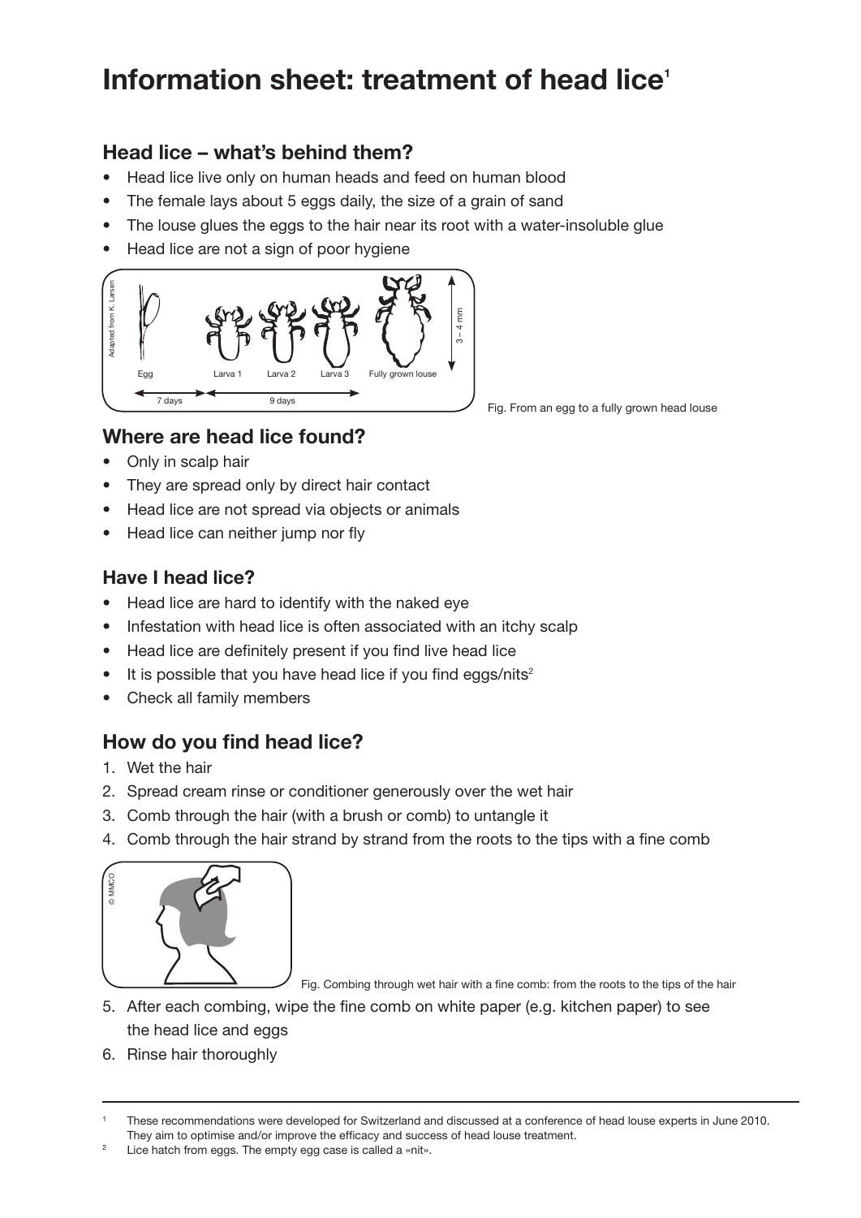# Information sheet: treatment of head lice[1]

## Head lice – what's behind them?

- Head lice live only on human heads and feed on human blood
- The female lays about 5 eggs daily, the size of a grain of sand
- The louse glues the eggs to the hair near its root with a water-insoluble glue
- Head lice are not a sign of poor hygiene

Fig. From an egg to a fully grown head louse

## Where are head lice found?

- Only in scalp hair
- They are spread only by direct hair contact
- Head lice are not spread via objects or animals
- Head lice can neither jump nor fly

### Have I head lice?

- Head lice are hard to identify with the naked eye
- Infestation with head lice is often associated with an itchy scalp
- Head lice are definitely present if you find live head lice
- It is possible that you have head lice if you find eggs/nits[2]
- Check all family members

## How do you find head lice?

1. Wet the hair
2. Spread cream rinse or conditioner generously over the wet hair
3. Comb through the hair (with a brush or comb) to untangle it
4. Comb through the hair strand by strand from the roots to the tips with a fine comb

Fig. Combing through wet hair with a fine comb: from the roots to the tips of the hair

5. After each combing, wipe the fine comb on white paper (e.g. kitchen paper) to see the head lice and eggs
6. Rinse hair thoroughly

---

[1] These recommendations were developed for Switzerland and discussed at a conference of head louse experts in June 2010. They aim to optimise and/or improve the efficacy and success of head louse treatment.

[2] Lice hatch from eggs. The empty egg case is called a «nit».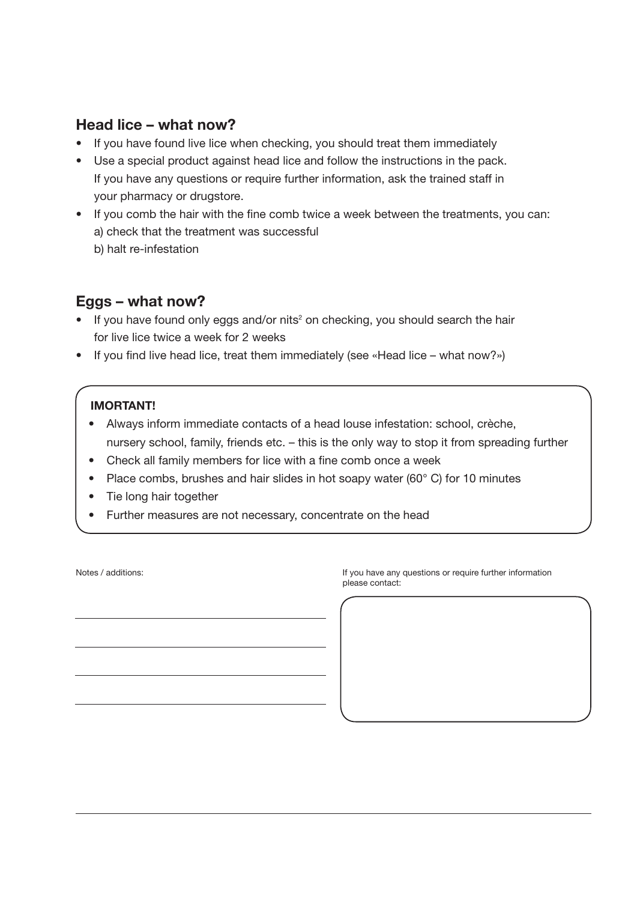## Head lice – what now?

- If you have found live lice when checking, you should treat them immediately
- Use a special product against head lice and follow the instructions in the pack. If you have any questions or require further information, ask the trained staff in your pharmacy or drugstore.
- If you comb the hair with the fine comb twice a week between the treatments, you can:
  a) check that the treatment was successful
  b) halt re-infestation

## Eggs – what now?

- If you have found only eggs and/or nits[2] on checking, you should search the hair for live lice twice a week for 2 weeks
- If you find live head lice, treat them immediately (see «Head lice – what now?»)

**IMORTANT!**

- Always inform immediate contacts of a head louse infestation: school, crèche, nursery school, family, friends etc. – this is the only way to stop it from spreading further
- Check all family members for lice with a fine comb once a week
- Place combs, brushes and hair slides in hot soapy water (60° C) for 10 minutes
- Tie long hair together
- Further measures are not necessary, concentrate on the head

Notes / additions:

If you have any questions or require further information please contact: